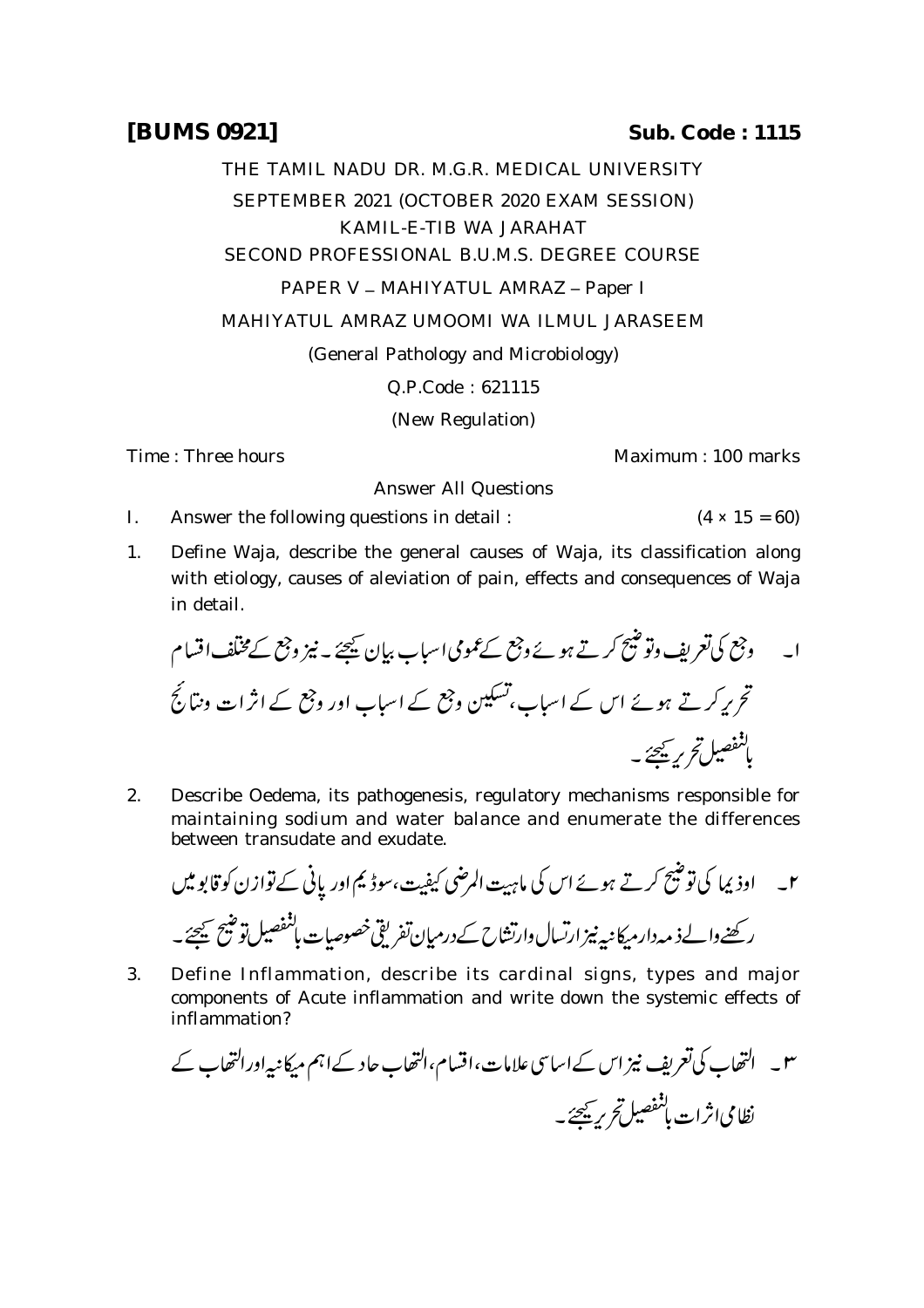**[BUMS 0921]** **Sub. Code : 1115**

THE TAMIL NADU DR. M.G.R. MEDICAL UNIVERSITY

SEPTEMBER 2021 (OCTOBER 2020 EXAM SESSION)

KAMIL-E-TIB WA JARAHAT

SECOND PROFESSIONAL B.U.M.S. DEGREE COURSE

PAPER V – MAHIYATUL AMRAZ – Paper I

MAHIYATUL AMRAZ UMOOMI WA ILMUL JARASEEM

(General Pathology and Microbiology)

Q.P.Code : 621115

(New Regulation)

Time : Three hours Maximum : 100 marks

Answer All Questions

I. Answer the following questions in detail : (4 × 15 = 60)

1. Define Waja, describe the general causes of Waja, its classification along with etiology, causes of aleviation of pain, effects and consequences of Waja in detail.

۱۔ وجع کی تعریف وتوضیح کرتے ہوئے وجع کے عمومی اسباب بیان کیجئے۔ نیز وجع کے مختلف اقسام تحریر کرتے ہوئے اس کے اسباب، تسکین وجع کے اسباب اور وجع کے اثرات ونتائج بالتفصیل تحریر کیجئے۔

2. Describe Oedema, its pathogenesis, regulatory mechanisms responsible for maintaining sodium and water balance and enumerate the differences between transudate and exudate.

۲۔ اوذیما کی توضیح کرتے ہوئے اس کی ماہیت المرضی کیفیت، سوڈیم اور پانی کے توازن کو قابو میں رکھنے والے ذمہ دار میکانیہ نیز ارتسال وارتشاح کے درمیان تفریقی خصوصیات بالتفصیل توضیح کیجئے۔

3. Define Inflammation, describe its cardinal signs, types and major components of Acute inflammation and write down the systemic effects of inflammation?

۳۔ التہاب کی تعریف نیز اس کے اساسی علامات، اقسام، التہاب حاد کے اہم میکانیہ اور التہاب کے نظامی اثرات بالتفصیل تحریر کیجئے۔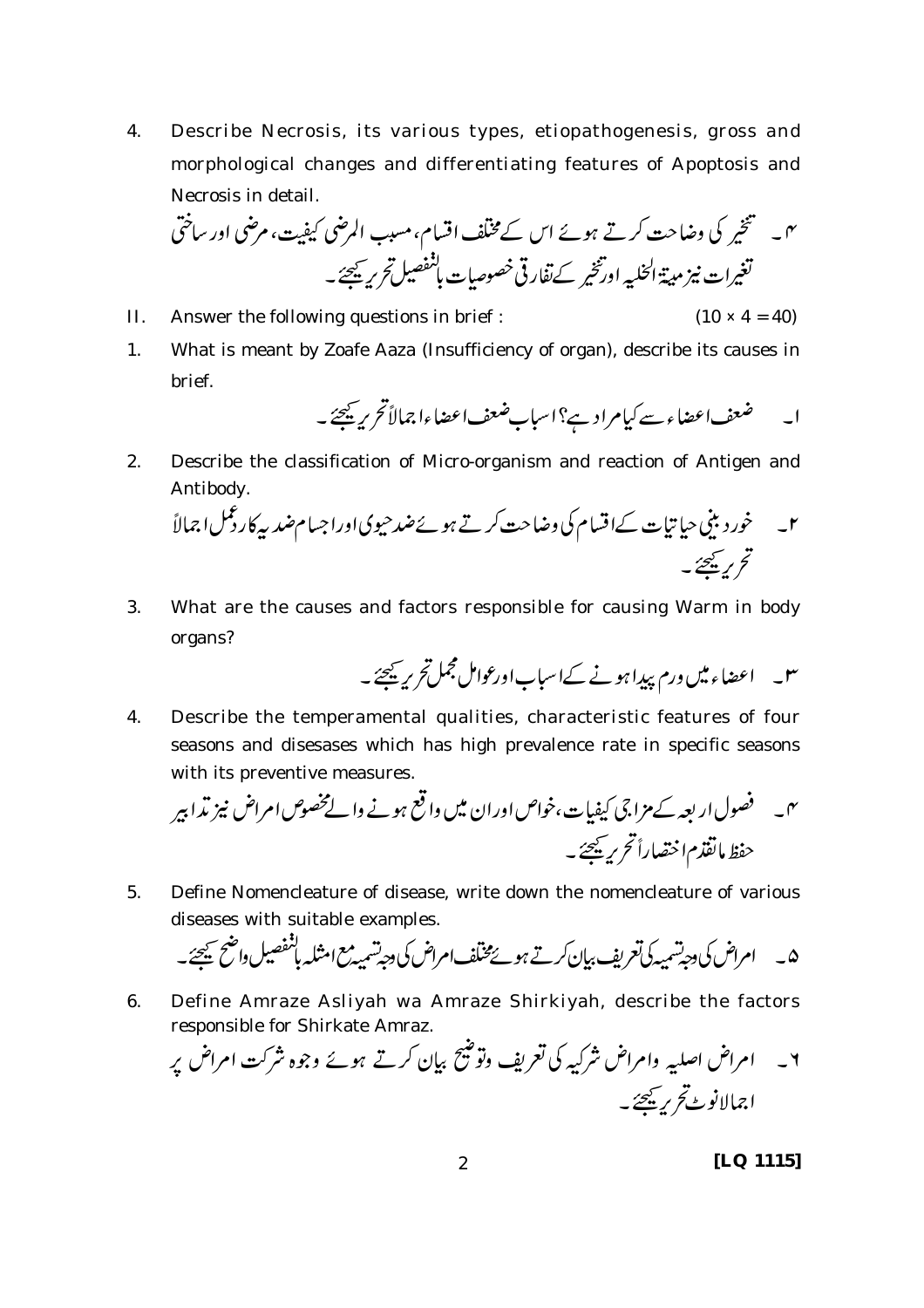4. Describe Necrosis, its various types, etiopathogenesis, gross and morphological changes and differentiating features of Apoptosis and Necrosis in detail.

۴۔ تنخیر کی وضاحت کرتے ہوئے اس کے مختلف اقسام، مسبب المرضی کیفیت، مرضی اور ساختی تغیرات نیز ممیتة الخلیہ اور تنخیر کے تفارقی خصوصیات بالتفصیل تحریر کیجئے۔

II. Answer the following questions in brief : (10 × 4 = 40)

1. What is meant by Zoafe Aaza (Insufficiency of organ), describe its causes in brief.

۱۔ ضعف اعضاء سے کیا مراد ہے؟ اسباب ضعف اعضاء اجمالاً تحریر کیجئے۔

2. Describe the classification of Micro-organism and reaction of Antigen and Antibody.

۲۔ خوردبینی حیاتیات کے اقسام کی وضاحت کرتے ہوئے ضد حیوی اور اجسام ضدیہ کا ردعمل اجمالاً تحریر کیجئے۔

3. What are the causes and factors responsible for causing Warm in body organs?

۳۔ اعضاء میں ورم پیدا ہونے کے اسباب اور عوامل مجمل تحریر کیجئے۔

4. Describe the temperamental qualities, characteristic features of four seasons and disesases which has high prevalence rate in specific seasons with its preventive measures.

۴۔ فصول اربعہ کے مزاجی کیفیات، خواص اور ان میں واقع ہونے والے مخصوص امراض نیز تدابیر حفظ ماتقدم اختصاراً تحریر کیجئے۔

5. Define Nomencleature of disease, write down the nomencleature of various diseases with suitable examples.

۵۔ امراض کی وجہ تسمیہ کی تعریف بیان کرتے ہوئے مختلف امراض کی وجہ تسمیہ مع امثلہ بالتفصیل واضح کیجئے۔

6. Define Amraze Asliyah wa Amraze Shirkiyah, describe the factors responsible for Shirkate Amraz.

۶۔ امراض اصلیہ وامراض شرکیہ کی تعریف وتوضیح بیان کرتے ہوئے وجوہ شرکت امراض پر اجمالاً نوٹ تحریر کیجئے۔

[LQ 1115]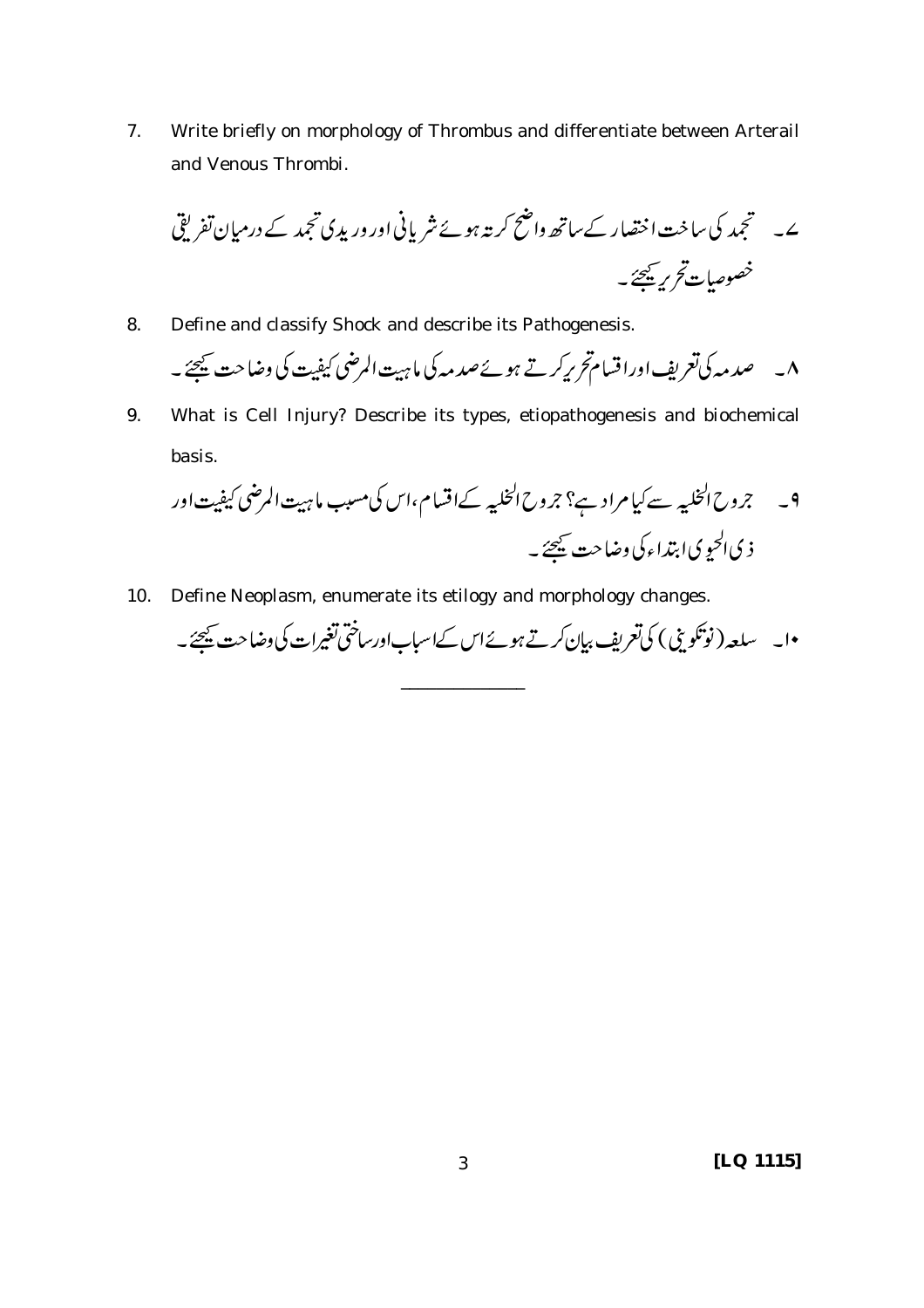7. Write briefly on morphology of Thrombus and differentiate between Arterail and Venous Thrombi.

۷۔ تجمد کی ساخت اختصار کے ساتھ واضح کرتے ہوئے شریانی اور وریدی تجمد کے درمیان تفریقی خصوصیات تحریر کیجئے۔

8. Define and classify Shock and describe its Pathogenesis.

۸۔ صدمہ کی تعریف اور اقسام تحریر کرتے ہوئے صدمہ کی ماہیت المرضی کیفیت کی وضاحت کیجئے۔

9. What is Cell Injury? Describe its types, etiopathogenesis and biochemical basis.

۹۔ جروح الخلیہ سے کیا مراد ہے؟ جروح الخلیہ کے اقسام، اس کی مسبب ماہیت المرضی کیفیت اور ذی الحیوی ابتداء کی وضاحت کیجئے۔

10. Define Neoplasm, enumerate its etilogy and morphology changes.

۱۰۔ سلعہ (نوتکوینی) کی تعریف بیان کرتے ہوئے اس کے اسباب اور ساختی تغیرات کی وضاحت کیجئے۔

---

[LQ 1115]